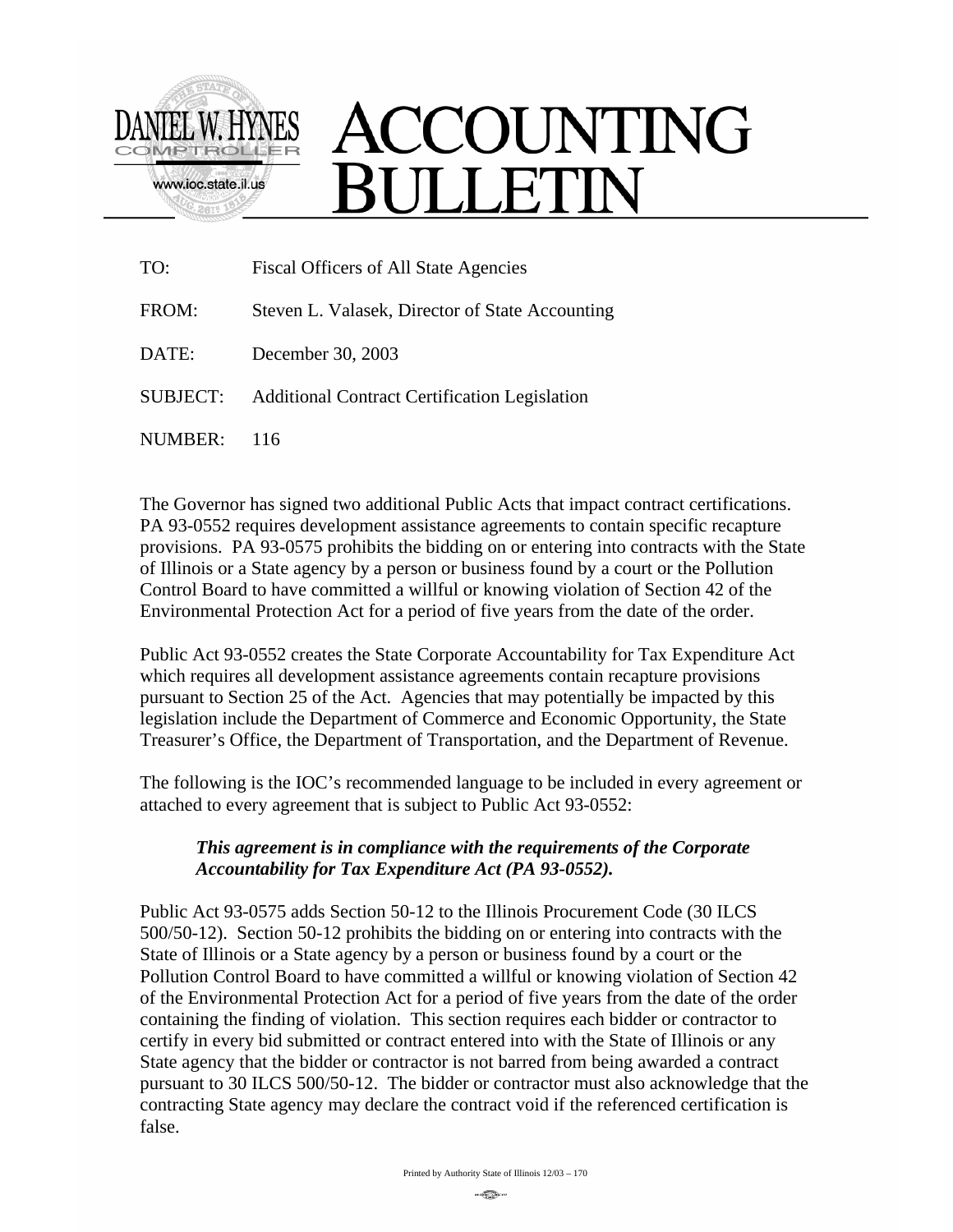DANIEL W. HYNES
COMPTROLLER
www.ioc.state.il.us

# ACCOUNTING BULLETIN

TO: Fiscal Officers of All State Agencies

FROM: Steven L. Valasek, Director of State Accounting

DATE: December 30, 2003

SUBJECT: Additional Contract Certification Legislation

NUMBER: 116

The Governor has signed two additional Public Acts that impact contract certifications. PA 93-0552 requires development assistance agreements to contain specific recapture provisions. PA 93-0575 prohibits the bidding on or entering into contracts with the State of Illinois or a State agency by a person or business found by a court or the Pollution Control Board to have committed a willful or knowing violation of Section 42 of the Environmental Protection Act for a period of five years from the date of the order.

Public Act 93-0552 creates the State Corporate Accountability for Tax Expenditure Act which requires all development assistance agreements contain recapture provisions pursuant to Section 25 of the Act. Agencies that may potentially be impacted by this legislation include the Department of Commerce and Economic Opportunity, the State Treasurer's Office, the Department of Transportation, and the Department of Revenue.

The following is the IOC's recommended language to be included in every agreement or attached to every agreement that is subject to Public Act 93-0552:

> ***This agreement is in compliance with the requirements of the Corporate Accountability for Tax Expenditure Act (PA 93-0552).***

Public Act 93-0575 adds Section 50-12 to the Illinois Procurement Code (30 ILCS 500/50-12). Section 50-12 prohibits the bidding on or entering into contracts with the State of Illinois or a State agency by a person or business found by a court or the Pollution Control Board to have committed a willful or knowing violation of Section 42 of the Environmental Protection Act for a period of five years from the date of the order containing the finding of violation. This section requires each bidder or contractor to certify in every bid submitted or contract entered into with the State of Illinois or any State agency that the bidder or contractor is not barred from being awarded a contract pursuant to 30 ILCS 500/50-12. The bidder or contractor must also acknowledge that the contracting State agency may declare the contract void if the referenced certification is false.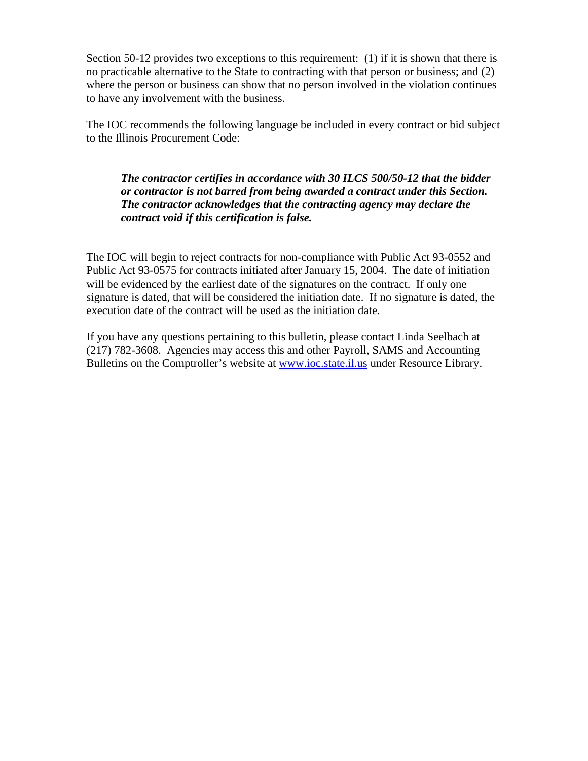Section 50-12 provides two exceptions to this requirement: (1) if it is shown that there is no practicable alternative to the State to contracting with that person or business; and (2) where the person or business can show that no person involved in the violation continues to have any involvement with the business.

The IOC recommends the following language be included in every contract or bid subject to the Illinois Procurement Code:

> ***The contractor certifies in accordance with 30 ILCS 500/50-12 that the bidder or contractor is not barred from being awarded a contract under this Section. The contractor acknowledges that the contracting agency may declare the contract void if this certification is false.***

The IOC will begin to reject contracts for non-compliance with Public Act 93-0552 and Public Act 93-0575 for contracts initiated after January 15, 2004. The date of initiation will be evidenced by the earliest date of the signatures on the contract. If only one signature is dated, that will be considered the initiation date. If no signature is dated, the execution date of the contract will be used as the initiation date.

If you have any questions pertaining to this bulletin, please contact Linda Seelbach at (217) 782-3608. Agencies may access this and other Payroll, SAMS and Accounting Bulletins on the Comptroller's website at [www.ioc.state.il.us](http://www.ioc.state.il.us) under Resource Library.